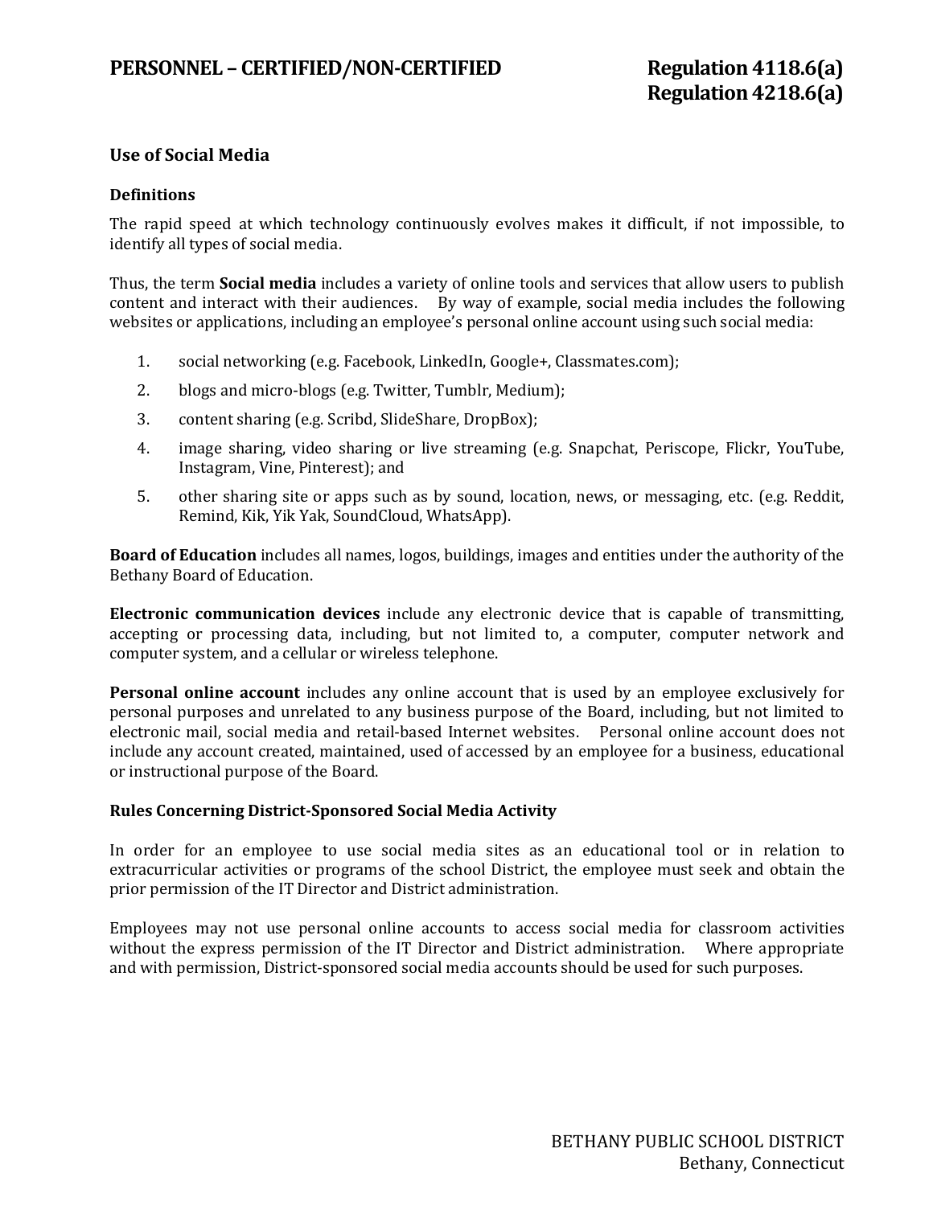# PERSONNEL – CERTIFIED/NON-CERTIFIED

**Regulation 4118.6(a)**
**Regulation 4218.6(a)**

## Use of Social Media

### Definitions

The rapid speed at which technology continuously evolves makes it difficult, if not impossible, to identify all types of social media.

Thus, the term **Social media** includes a variety of online tools and services that allow users to publish content and interact with their audiences. By way of example, social media includes the following websites or applications, including an employee's personal online account using such social media:

1. social networking (e.g. Facebook, LinkedIn, Google+, Classmates.com);
2. blogs and micro-blogs (e.g. Twitter, Tumblr, Medium);
3. content sharing (e.g. Scribd, SlideShare, DropBox);
4. image sharing, video sharing or live streaming (e.g. Snapchat, Periscope, Flickr, YouTube, Instagram, Vine, Pinterest); and
5. other sharing site or apps such as by sound, location, news, or messaging, etc. (e.g. Reddit, Remind, Kik, Yik Yak, SoundCloud, WhatsApp).

**Board of Education** includes all names, logos, buildings, images and entities under the authority of the Bethany Board of Education.

**Electronic communication devices** include any electronic device that is capable of transmitting, accepting or processing data, including, but not limited to, a computer, computer network and computer system, and a cellular or wireless telephone.

**Personal online account** includes any online account that is used by an employee exclusively for personal purposes and unrelated to any business purpose of the Board, including, but not limited to electronic mail, social media and retail-based Internet websites. Personal online account does not include any account created, maintained, used of accessed by an employee for a business, educational or instructional purpose of the Board.

### Rules Concerning District-Sponsored Social Media Activity

In order for an employee to use social media sites as an educational tool or in relation to extracurricular activities or programs of the school District, the employee must seek and obtain the prior permission of the IT Director and District administration.

Employees may not use personal online accounts to access social media for classroom activities without the express permission of the IT Director and District administration. Where appropriate and with permission, District-sponsored social media accounts should be used for such purposes.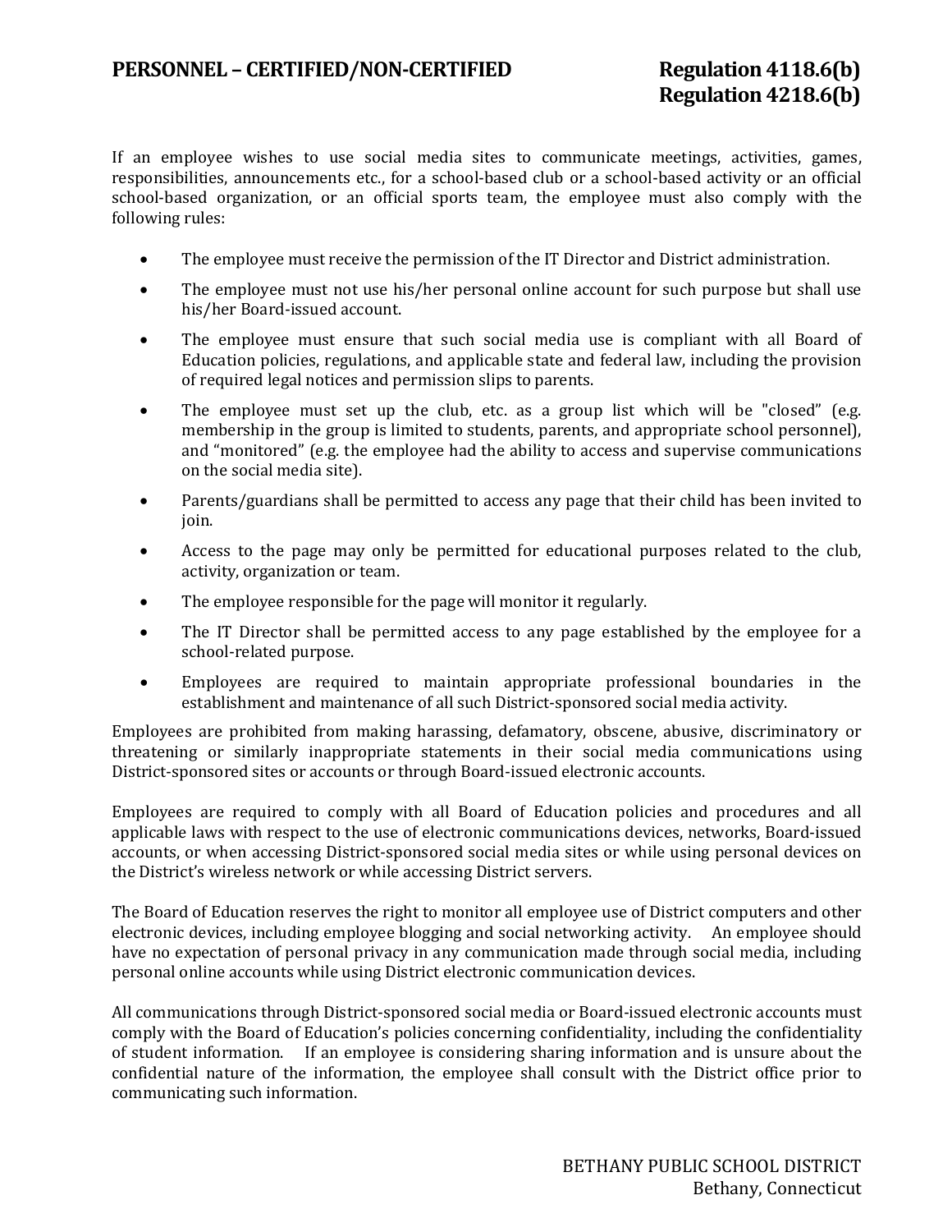If an employee wishes to use social media sites to communicate meetings, activities, games, responsibilities, announcements etc., for a school-based club or a school-based activity or an official school-based organization, or an official sports team, the employee must also comply with the following rules:

- The employee must receive the permission of the IT Director and District administration.
- The employee must not use his/her personal online account for such purpose but shall use his/her Board-issued account.
- The employee must ensure that such social media use is compliant with all Board of Education policies, regulations, and applicable state and federal law, including the provision of required legal notices and permission slips to parents.
- The employee must set up the club, etc. as a group list which will be "closed" (e.g. membership in the group is limited to students, parents, and appropriate school personnel), and "monitored" (e.g. the employee had the ability to access and supervise communications on the social media site).
- Parents/guardians shall be permitted to access any page that their child has been invited to join.
- Access to the page may only be permitted for educational purposes related to the club, activity, organization or team.
- The employee responsible for the page will monitor it regularly.
- The IT Director shall be permitted access to any page established by the employee for a school-related purpose.
- Employees are required to maintain appropriate professional boundaries in the establishment and maintenance of all such District-sponsored social media activity.

Employees are prohibited from making harassing, defamatory, obscene, abusive, discriminatory or threatening or similarly inappropriate statements in their social media communications using District-sponsored sites or accounts or through Board-issued electronic accounts.

Employees are required to comply with all Board of Education policies and procedures and all applicable laws with respect to the use of electronic communications devices, networks, Board-issued accounts, or when accessing District-sponsored social media sites or while using personal devices on the District's wireless network or while accessing District servers.

The Board of Education reserves the right to monitor all employee use of District computers and other electronic devices, including employee blogging and social networking activity. An employee should have no expectation of personal privacy in any communication made through social media, including personal online accounts while using District electronic communication devices.

All communications through District-sponsored social media or Board-issued electronic accounts must comply with the Board of Education's policies concerning confidentiality, including the confidentiality of student information. If an employee is considering sharing information and is unsure about the confidential nature of the information, the employee shall consult with the District office prior to communicating such information.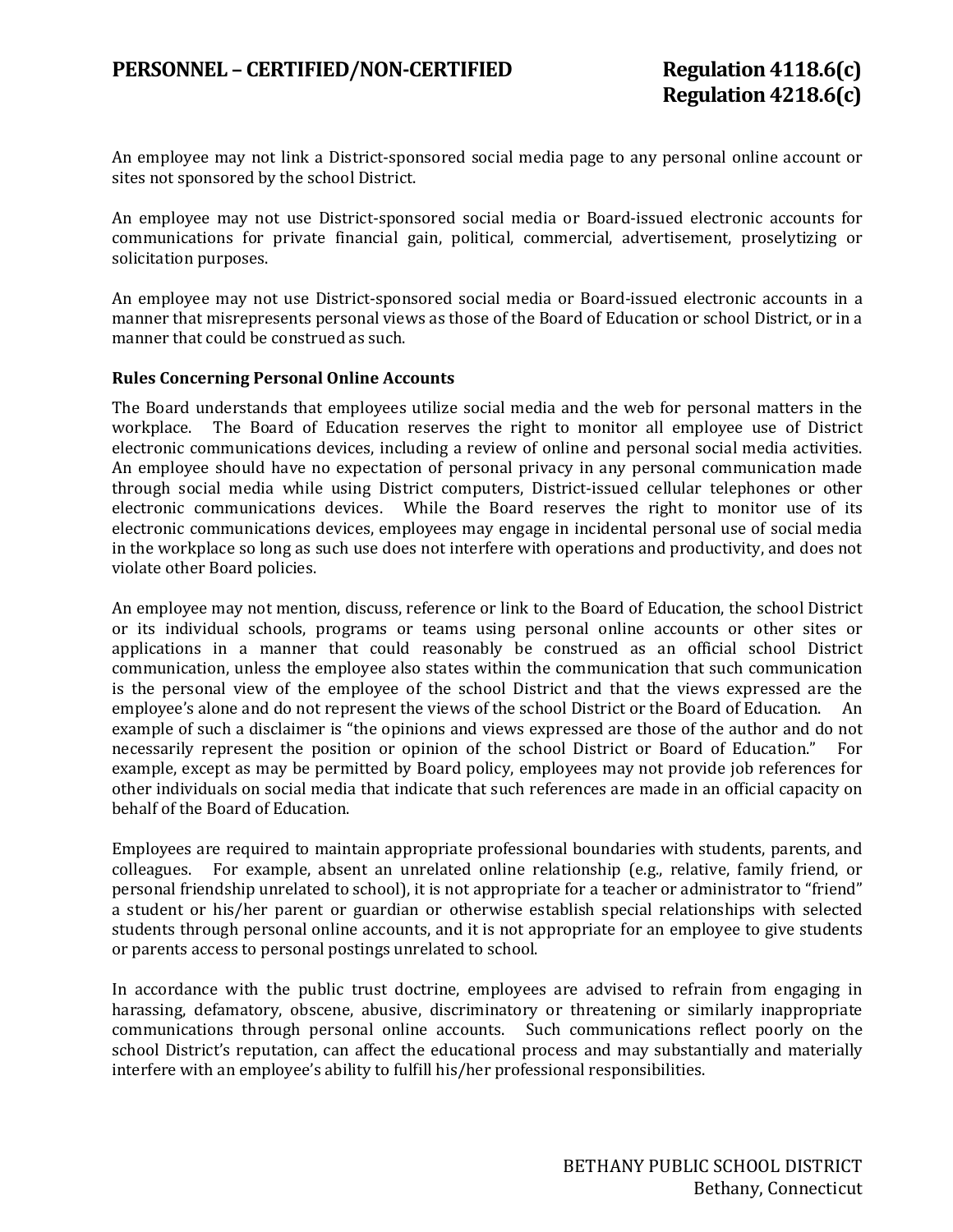An employee may not link a District-sponsored social media page to any personal online account or sites not sponsored by the school District.

An employee may not use District-sponsored social media or Board-issued electronic accounts for communications for private financial gain, political, commercial, advertisement, proselytizing or solicitation purposes.

An employee may not use District-sponsored social media or Board-issued electronic accounts in a manner that misrepresents personal views as those of the Board of Education or school District, or in a manner that could be construed as such.

**Rules Concerning Personal Online Accounts**

The Board understands that employees utilize social media and the web for personal matters in the workplace. The Board of Education reserves the right to monitor all employee use of District electronic communications devices, including a review of online and personal social media activities. An employee should have no expectation of personal privacy in any personal communication made through social media while using District computers, District-issued cellular telephones or other electronic communications devices. While the Board reserves the right to monitor use of its electronic communications devices, employees may engage in incidental personal use of social media in the workplace so long as such use does not interfere with operations and productivity, and does not violate other Board policies.

An employee may not mention, discuss, reference or link to the Board of Education, the school District or its individual schools, programs or teams using personal online accounts or other sites or applications in a manner that could reasonably be construed as an official school District communication, unless the employee also states within the communication that such communication is the personal view of the employee of the school District and that the views expressed are the employee's alone and do not represent the views of the school District or the Board of Education. An example of such a disclaimer is "the opinions and views expressed are those of the author and do not necessarily represent the position or opinion of the school District or Board of Education." For example, except as may be permitted by Board policy, employees may not provide job references for other individuals on social media that indicate that such references are made in an official capacity on behalf of the Board of Education.

Employees are required to maintain appropriate professional boundaries with students, parents, and colleagues. For example, absent an unrelated online relationship (e.g., relative, family friend, or personal friendship unrelated to school), it is not appropriate for a teacher or administrator to "friend" a student or his/her parent or guardian or otherwise establish special relationships with selected students through personal online accounts, and it is not appropriate for an employee to give students or parents access to personal postings unrelated to school.

In accordance with the public trust doctrine, employees are advised to refrain from engaging in harassing, defamatory, obscene, abusive, discriminatory or threatening or similarly inappropriate communications through personal online accounts. Such communications reflect poorly on the school District's reputation, can affect the educational process and may substantially and materially interfere with an employee's ability to fulfill his/her professional responsibilities.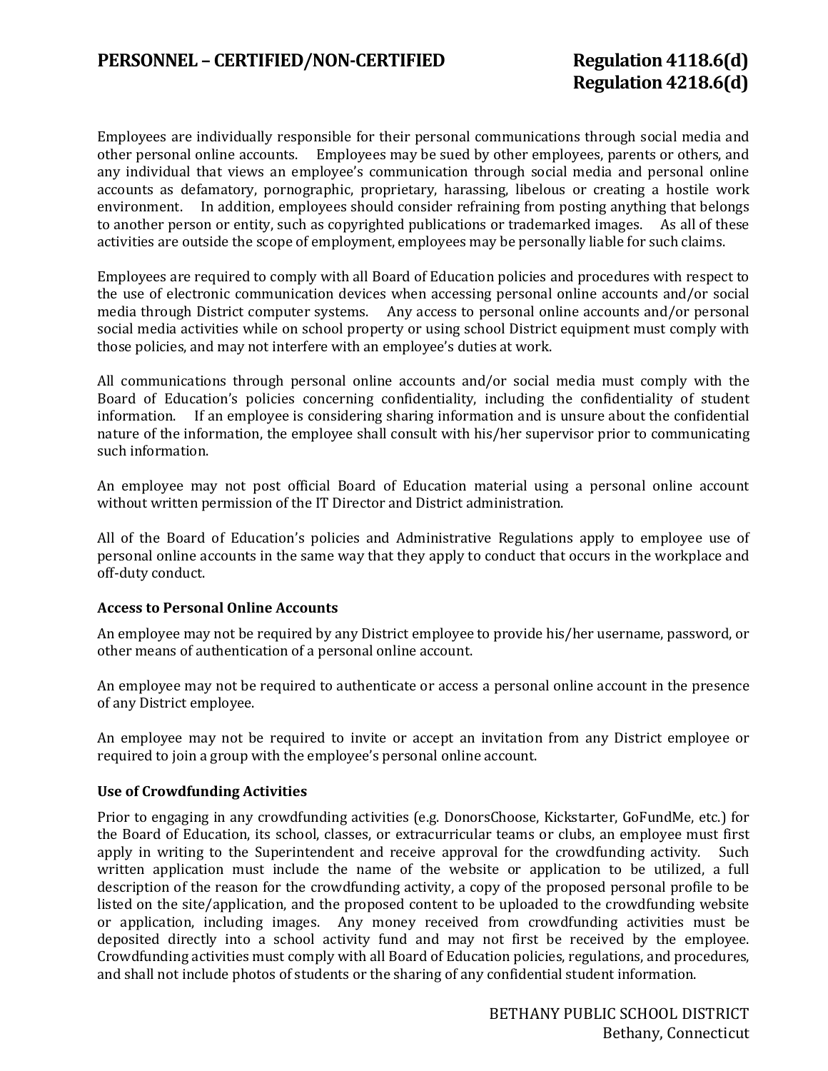Employees are individually responsible for their personal communications through social media and other personal online accounts. Employees may be sued by other employees, parents or others, and any individual that views an employee's communication through social media and personal online accounts as defamatory, pornographic, proprietary, harassing, libelous or creating a hostile work environment. In addition, employees should consider refraining from posting anything that belongs to another person or entity, such as copyrighted publications or trademarked images. As all of these activities are outside the scope of employment, employees may be personally liable for such claims.

Employees are required to comply with all Board of Education policies and procedures with respect to the use of electronic communication devices when accessing personal online accounts and/or social media through District computer systems. Any access to personal online accounts and/or personal social media activities while on school property or using school District equipment must comply with those policies, and may not interfere with an employee's duties at work.

All communications through personal online accounts and/or social media must comply with the Board of Education's policies concerning confidentiality, including the confidentiality of student information. If an employee is considering sharing information and is unsure about the confidential nature of the information, the employee shall consult with his/her supervisor prior to communicating such information.

An employee may not post official Board of Education material using a personal online account without written permission of the IT Director and District administration.

All of the Board of Education's policies and Administrative Regulations apply to employee use of personal online accounts in the same way that they apply to conduct that occurs in the workplace and off-duty conduct.

**Access to Personal Online Accounts**

An employee may not be required by any District employee to provide his/her username, password, or other means of authentication of a personal online account.

An employee may not be required to authenticate or access a personal online account in the presence of any District employee.

An employee may not be required to invite or accept an invitation from any District employee or required to join a group with the employee's personal online account.

**Use of Crowdfunding Activities**

Prior to engaging in any crowdfunding activities (e.g. DonorsChoose, Kickstarter, GoFundMe, etc.) for the Board of Education, its school, classes, or extracurricular teams or clubs, an employee must first apply in writing to the Superintendent and receive approval for the crowdfunding activity. Such written application must include the name of the website or application to be utilized, a full description of the reason for the crowdfunding activity, a copy of the proposed personal profile to be listed on the site/application, and the proposed content to be uploaded to the crowdfunding website or application, including images. Any money received from crowdfunding activities must be deposited directly into a school activity fund and may not first be received by the employee. Crowdfunding activities must comply with all Board of Education policies, regulations, and procedures, and shall not include photos of students or the sharing of any confidential student information.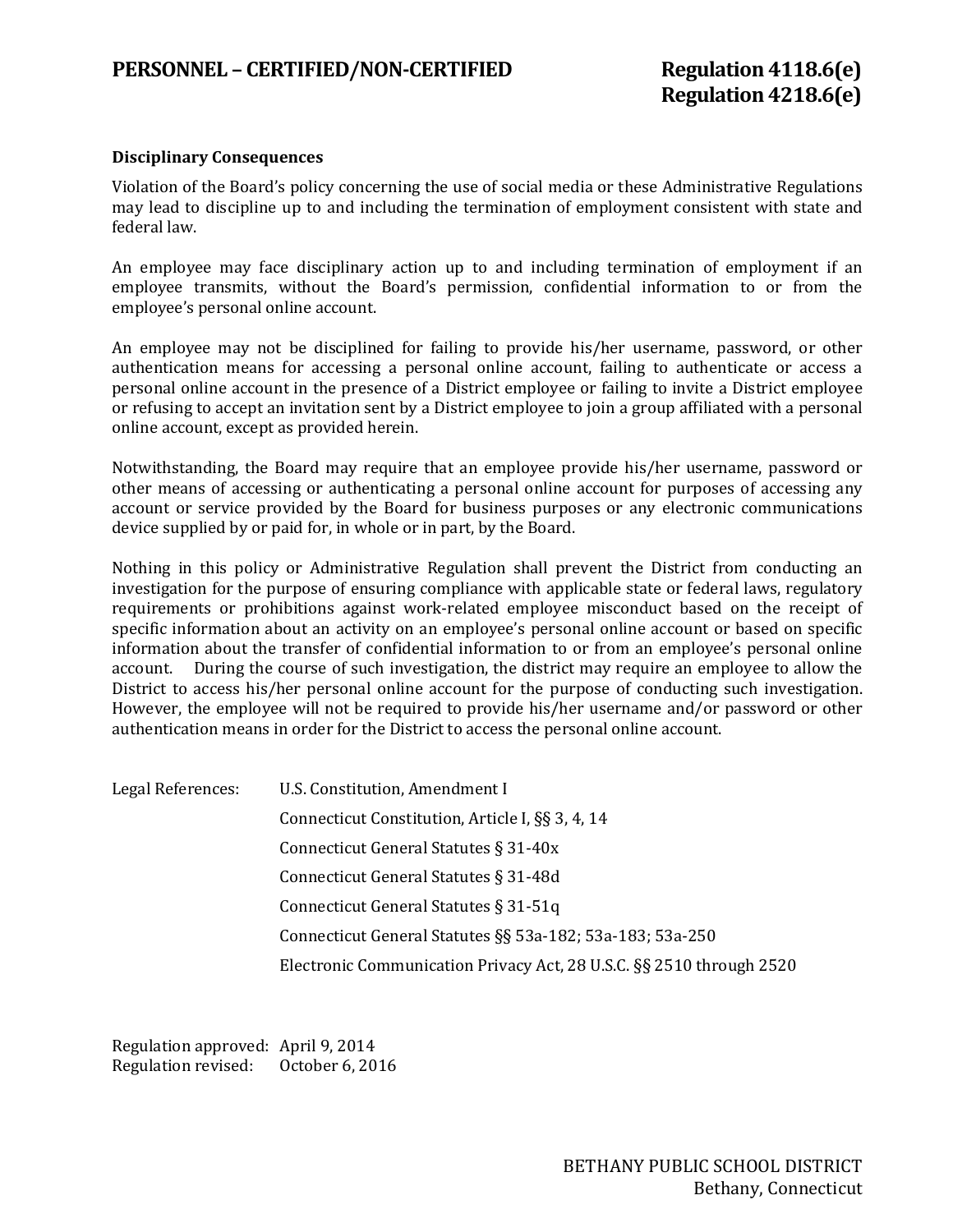**Disciplinary Consequences**

Violation of the Board's policy concerning the use of social media or these Administrative Regulations may lead to discipline up to and including the termination of employment consistent with state and federal law.

An employee may face disciplinary action up to and including termination of employment if an employee transmits, without the Board's permission, confidential information to or from the employee's personal online account.

An employee may not be disciplined for failing to provide his/her username, password, or other authentication means for accessing a personal online account, failing to authenticate or access a personal online account in the presence of a District employee or failing to invite a District employee or refusing to accept an invitation sent by a District employee to join a group affiliated with a personal online account, except as provided herein.

Notwithstanding, the Board may require that an employee provide his/her username, password or other means of accessing or authenticating a personal online account for purposes of accessing any account or service provided by the Board for business purposes or any electronic communications device supplied by or paid for, in whole or in part, by the Board.

Nothing in this policy or Administrative Regulation shall prevent the District from conducting an investigation for the purpose of ensuring compliance with applicable state or federal laws, regulatory requirements or prohibitions against work-related employee misconduct based on the receipt of specific information about an activity on an employee's personal online account or based on specific information about the transfer of confidential information to or from an employee's personal online account. During the course of such investigation, the district may require an employee to allow the District to access his/her personal online account for the purpose of conducting such investigation. However, the employee will not be required to provide his/her username and/or password or other authentication means in order for the District to access the personal online account.

Legal References:

- U.S. Constitution, Amendment I
- Connecticut Constitution, Article I, §§ 3, 4, 14
- Connecticut General Statutes § 31-40x
- Connecticut General Statutes § 31-48d
- Connecticut General Statutes § 31-51q
- Connecticut General Statutes §§ 53a-182; 53a-183; 53a-250
- Electronic Communication Privacy Act, 28 U.S.C. §§ 2510 through 2520

Regulation approved: April 9, 2014
Regulation revised: October 6, 2016

BETHANY PUBLIC SCHOOL DISTRICT
Bethany, Connecticut